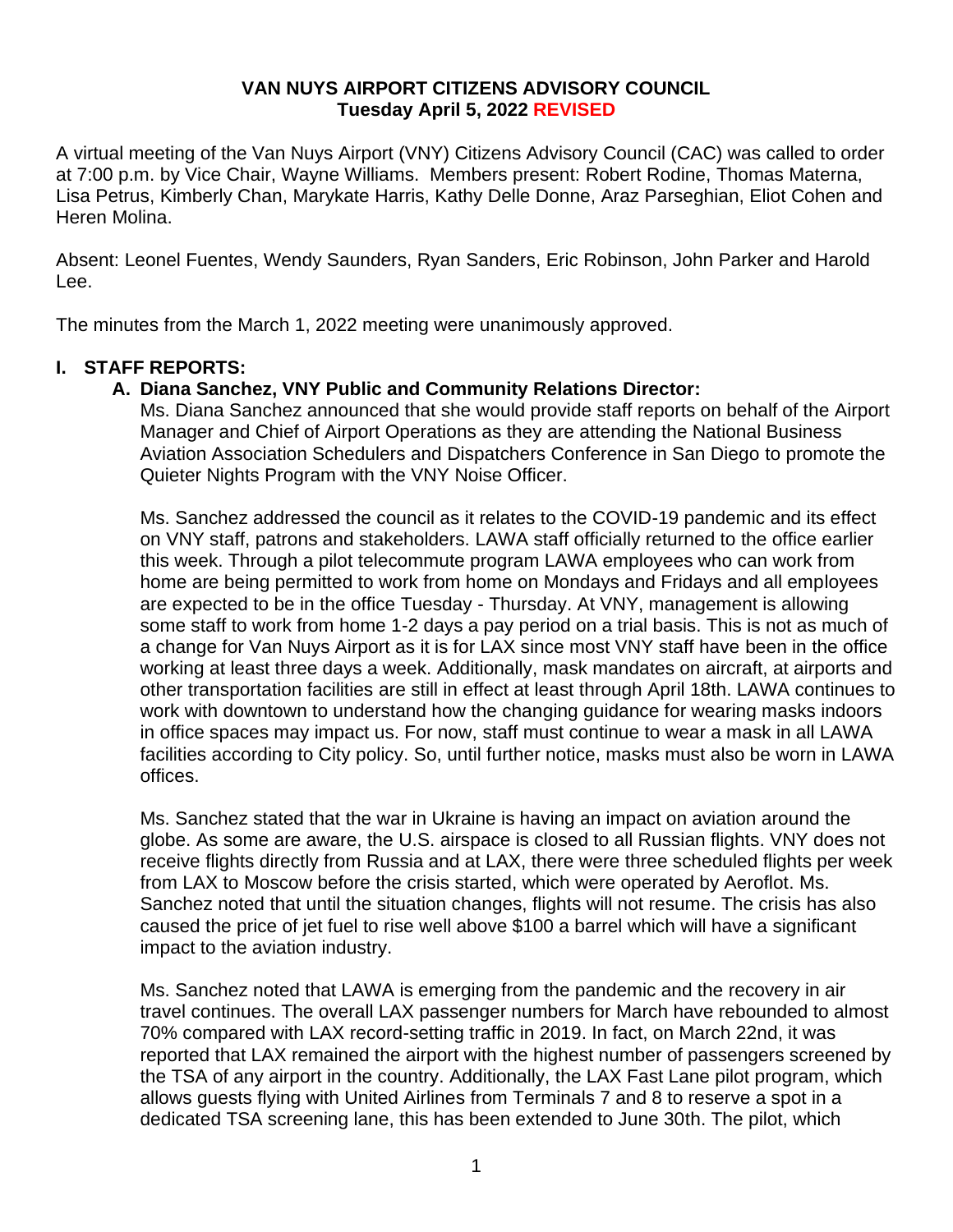**VAN NUYS AIRPORT CITIZENS ADVISORY COUNCIL**
**Tuesday April 5, 2022 REVISED**

A virtual meeting of the Van Nuys Airport (VNY) Citizens Advisory Council (CAC) was called to order at 7:00 p.m. by Vice Chair, Wayne Williams. Members present: Robert Rodine, Thomas Materna, Lisa Petrus, Kimberly Chan, Marykate Harris, Kathy Delle Donne, Araz Parseghian, Eliot Cohen and Heren Molina.

Absent: Leonel Fuentes, Wendy Saunders, Ryan Sanders, Eric Robinson, John Parker and Harold Lee.

The minutes from the March 1, 2022 meeting were unanimously approved.

## I. STAFF REPORTS:

### A. Diana Sanchez, VNY Public and Community Relations Director:

Ms. Diana Sanchez announced that she would provide staff reports on behalf of the Airport Manager and Chief of Airport Operations as they are attending the National Business Aviation Association Schedulers and Dispatchers Conference in San Diego to promote the Quieter Nights Program with the VNY Noise Officer.

Ms. Sanchez addressed the council as it relates to the COVID-19 pandemic and its effect on VNY staff, patrons and stakeholders. LAWA staff officially returned to the office earlier this week. Through a pilot telecommute program LAWA employees who can work from home are being permitted to work from home on Mondays and Fridays and all employees are expected to be in the office Tuesday - Thursday. At VNY, management is allowing some staff to work from home 1-2 days a pay period on a trial basis. This is not as much of a change for Van Nuys Airport as it is for LAX since most VNY staff have been in the office working at least three days a week. Additionally, mask mandates on aircraft, at airports and other transportation facilities are still in effect at least through April 18th. LAWA continues to work with downtown to understand how the changing guidance for wearing masks indoors in office spaces may impact us. For now, staff must continue to wear a mask in all LAWA facilities according to City policy. So, until further notice, masks must also be worn in LAWA offices.

Ms. Sanchez stated that the war in Ukraine is having an impact on aviation around the globe. As some are aware, the U.S. airspace is closed to all Russian flights. VNY does not receive flights directly from Russia and at LAX, there were three scheduled flights per week from LAX to Moscow before the crisis started, which were operated by Aeroflot. Ms. Sanchez noted that until the situation changes, flights will not resume. The crisis has also caused the price of jet fuel to rise well above $100 a barrel which will have a significant impact to the aviation industry.

Ms. Sanchez noted that LAWA is emerging from the pandemic and the recovery in air travel continues. The overall LAX passenger numbers for March have rebounded to almost 70% compared with LAX record-setting traffic in 2019. In fact, on March 22nd, it was reported that LAX remained the airport with the highest number of passengers screened by the TSA of any airport in the country. Additionally, the LAX Fast Lane pilot program, which allows guests flying with United Airlines from Terminals 7 and 8 to reserve a spot in a dedicated TSA screening lane, this has been extended to June 30th. The pilot, which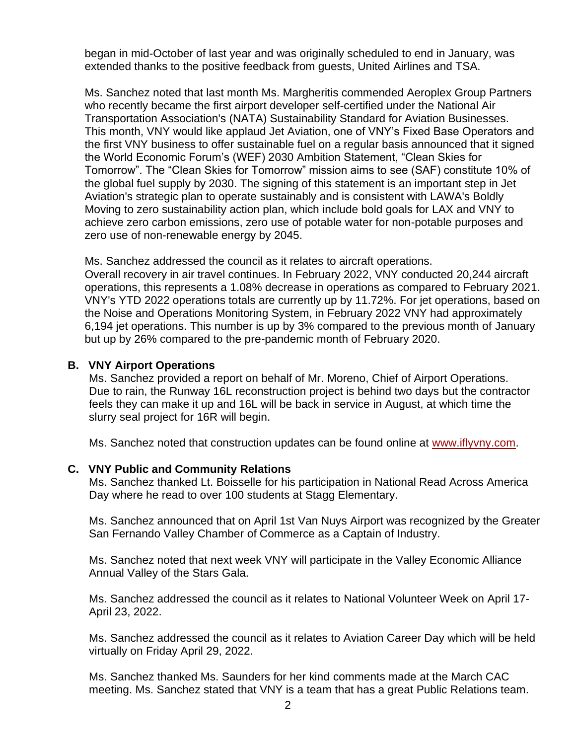began in mid-October of last year and was originally scheduled to end in January, was extended thanks to the positive feedback from guests, United Airlines and TSA.

Ms. Sanchez noted that last month Ms. Margheritis commended Aeroplex Group Partners who recently became the first airport developer self-certified under the National Air Transportation Association's (NATA) Sustainability Standard for Aviation Businesses. This month, VNY would like applaud Jet Aviation, one of VNY's Fixed Base Operators and the first VNY business to offer sustainable fuel on a regular basis announced that it signed the World Economic Forum's (WEF) 2030 Ambition Statement, "Clean Skies for Tomorrow". The "Clean Skies for Tomorrow" mission aims to see (SAF) constitute 10% of the global fuel supply by 2030. The signing of this statement is an important step in Jet Aviation's strategic plan to operate sustainably and is consistent with LAWA's Boldly Moving to zero sustainability action plan, which include bold goals for LAX and VNY to achieve zero carbon emissions, zero use of potable water for non-potable purposes and zero use of non-renewable energy by 2045.

Ms. Sanchez addressed the council as it relates to aircraft operations.
Overall recovery in air travel continues. In February 2022, VNY conducted 20,244 aircraft operations, this represents a 1.08% decrease in operations as compared to February 2021. VNY's YTD 2022 operations totals are currently up by 11.72%. For jet operations, based on the Noise and Operations Monitoring System, in February 2022 VNY had approximately 6,194 jet operations. This number is up by 3% compared to the previous month of January but up by 26% compared to the pre-pandemic month of February 2020.

### B. VNY Airport Operations

Ms. Sanchez provided a report on behalf of Mr. Moreno, Chief of Airport Operations. Due to rain, the Runway 16L reconstruction project is behind two days but the contractor feels they can make it up and 16L will be back in service in August, at which time the slurry seal project for 16R will begin.

Ms. Sanchez noted that construction updates can be found online at www.iflyvny.com.

### C. VNY Public and Community Relations

Ms. Sanchez thanked Lt. Boisselle for his participation in National Read Across America Day where he read to over 100 students at Stagg Elementary.

Ms. Sanchez announced that on April 1st Van Nuys Airport was recognized by the Greater San Fernando Valley Chamber of Commerce as a Captain of Industry.

Ms. Sanchez noted that next week VNY will participate in the Valley Economic Alliance Annual Valley of the Stars Gala.

Ms. Sanchez addressed the council as it relates to National Volunteer Week on April 17-April 23, 2022.

Ms. Sanchez addressed the council as it relates to Aviation Career Day which will be held virtually on Friday April 29, 2022.

Ms. Sanchez thanked Ms. Saunders for her kind comments made at the March CAC meeting. Ms. Sanchez stated that VNY is a team that has a great Public Relations team.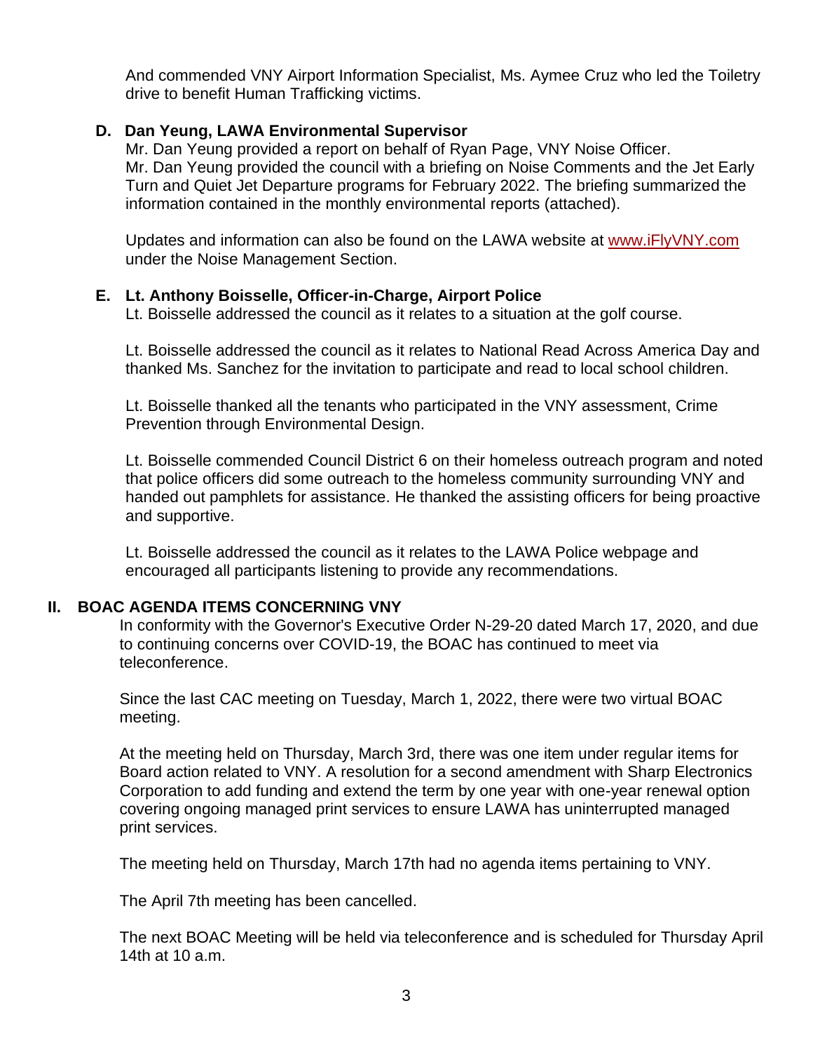And commended VNY Airport Information Specialist, Ms. Aymee Cruz who led the Toiletry drive to benefit Human Trafficking victims.

**D. Dan Yeung, LAWA Environmental Supervisor**

Mr. Dan Yeung provided a report on behalf of Ryan Page, VNY Noise Officer. Mr. Dan Yeung provided the council with a briefing on Noise Comments and the Jet Early Turn and Quiet Jet Departure programs for February 2022. The briefing summarized the information contained in the monthly environmental reports (attached).

Updates and information can also be found on the LAWA website at [www.iFlyVNY.com](http://www.iFlyVNY.com) under the Noise Management Section.

**E. Lt. Anthony Boisselle, Officer-in-Charge, Airport Police**

Lt. Boisselle addressed the council as it relates to a situation at the golf course.

Lt. Boisselle addressed the council as it relates to National Read Across America Day and thanked Ms. Sanchez for the invitation to participate and read to local school children.

Lt. Boisselle thanked all the tenants who participated in the VNY assessment, Crime Prevention through Environmental Design.

Lt. Boisselle commended Council District 6 on their homeless outreach program and noted that police officers did some outreach to the homeless community surrounding VNY and handed out pamphlets for assistance. He thanked the assisting officers for being proactive and supportive.

Lt. Boisselle addressed the council as it relates to the LAWA Police webpage and encouraged all participants listening to provide any recommendations.

## II. BOAC AGENDA ITEMS CONCERNING VNY

In conformity with the Governor's Executive Order N-29-20 dated March 17, 2020, and due to continuing concerns over COVID-19, the BOAC has continued to meet via teleconference.

Since the last CAC meeting on Tuesday, March 1, 2022, there were two virtual BOAC meeting.

At the meeting held on Thursday, March 3rd, there was one item under regular items for Board action related to VNY. A resolution for a second amendment with Sharp Electronics Corporation to add funding and extend the term by one year with one-year renewal option covering ongoing managed print services to ensure LAWA has uninterrupted managed print services.

The meeting held on Thursday, March 17th had no agenda items pertaining to VNY.

The April 7th meeting has been cancelled.

The next BOAC Meeting will be held via teleconference and is scheduled for Thursday April 14th at 10 a.m.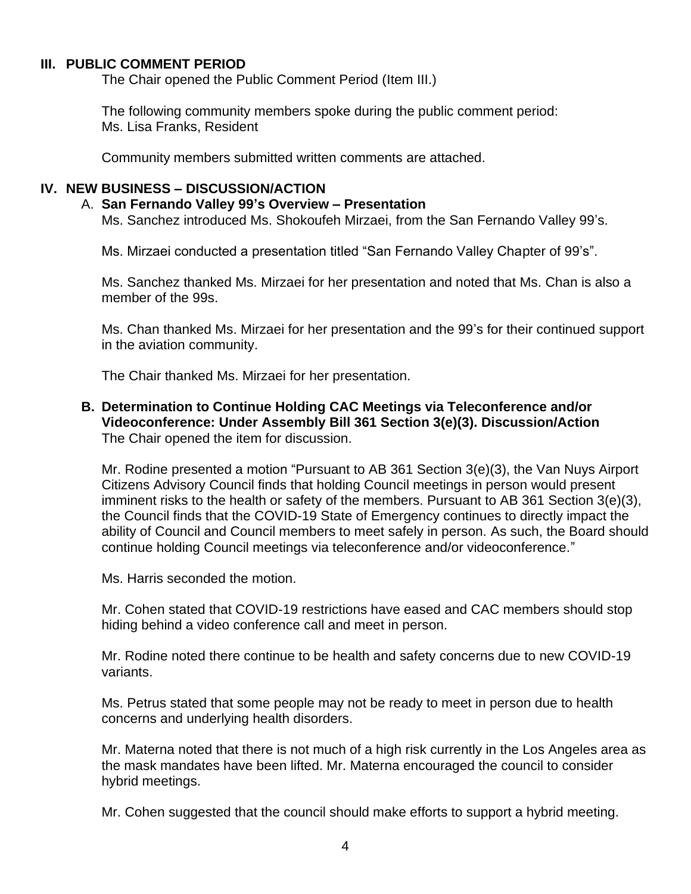## III. PUBLIC COMMENT PERIOD

The Chair opened the Public Comment Period (Item III.)

The following community members spoke during the public comment period:
Ms. Lisa Franks, Resident

Community members submitted written comments are attached.

## IV. NEW BUSINESS – DISCUSSION/ACTION

### A. San Fernando Valley 99's Overview – Presentation

Ms. Sanchez introduced Ms. Shokoufeh Mirzaei, from the San Fernando Valley 99's.

Ms. Mirzaei conducted a presentation titled "San Fernando Valley Chapter of 99's".

Ms. Sanchez thanked Ms. Mirzaei for her presentation and noted that Ms. Chan is also a member of the 99s.

Ms. Chan thanked Ms. Mirzaei for her presentation and the 99's for their continued support in the aviation community.

The Chair thanked Ms. Mirzaei for her presentation.

### B. Determination to Continue Holding CAC Meetings via Teleconference and/or Videoconference: Under Assembly Bill 361 Section 3(e)(3). Discussion/Action

The Chair opened the item for discussion.

Mr. Rodine presented a motion "Pursuant to AB 361 Section 3(e)(3), the Van Nuys Airport Citizens Advisory Council finds that holding Council meetings in person would present imminent risks to the health or safety of the members. Pursuant to AB 361 Section 3(e)(3), the Council finds that the COVID-19 State of Emergency continues to directly impact the ability of Council and Council members to meet safely in person. As such, the Board should continue holding Council meetings via teleconference and/or videoconference."

Ms. Harris seconded the motion.

Mr. Cohen stated that COVID-19 restrictions have eased and CAC members should stop hiding behind a video conference call and meet in person.

Mr. Rodine noted there continue to be health and safety concerns due to new COVID-19 variants.

Ms. Petrus stated that some people may not be ready to meet in person due to health concerns and underlying health disorders.

Mr. Materna noted that there is not much of a high risk currently in the Los Angeles area as the mask mandates have been lifted. Mr. Materna encouraged the council to consider hybrid meetings.

Mr. Cohen suggested that the council should make efforts to support a hybrid meeting.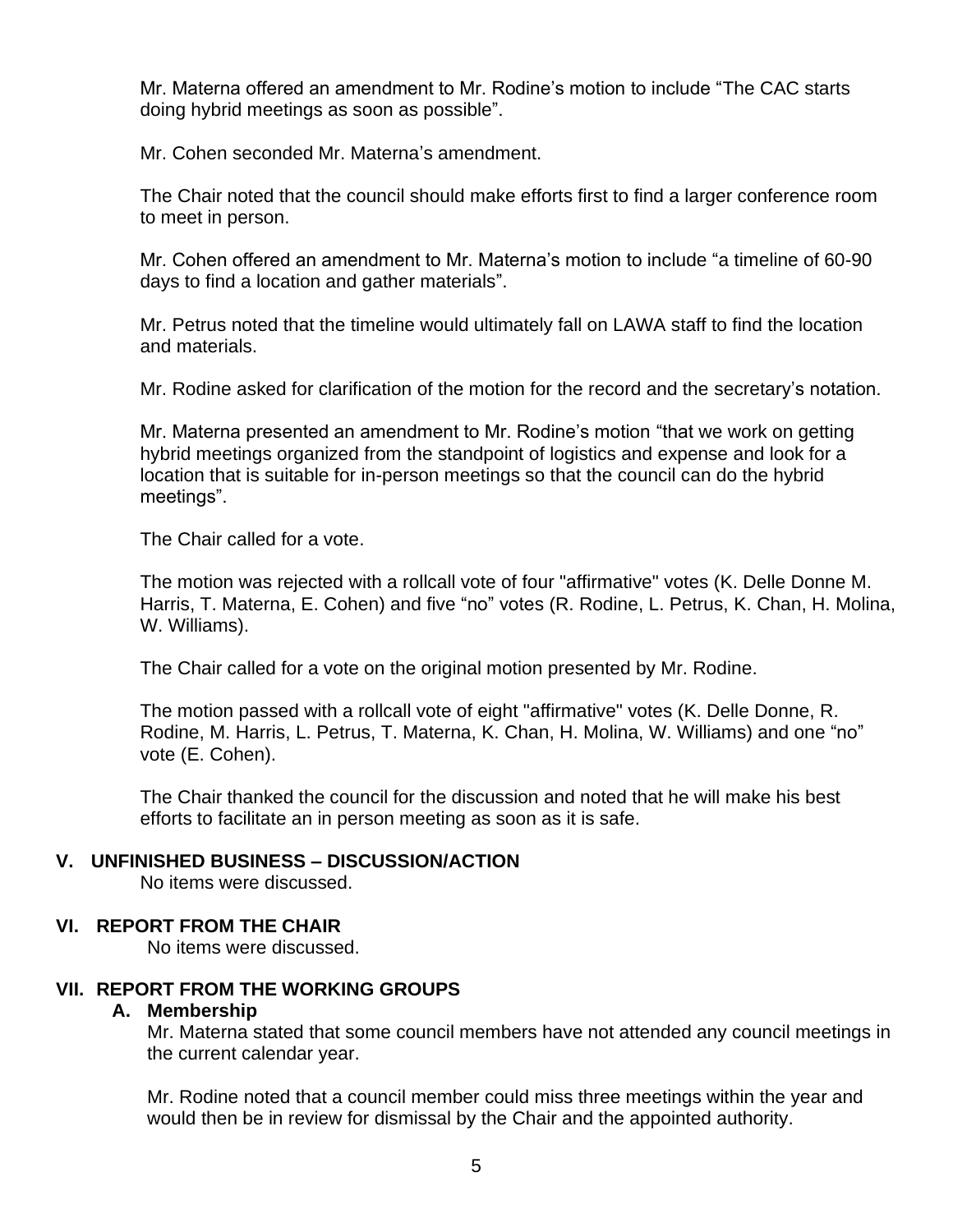Mr. Materna offered an amendment to Mr. Rodine's motion to include "The CAC starts doing hybrid meetings as soon as possible".

Mr. Cohen seconded Mr. Materna's amendment.

The Chair noted that the council should make efforts first to find a larger conference room to meet in person.

Mr. Cohen offered an amendment to Mr. Materna's motion to include "a timeline of 60-90 days to find a location and gather materials".

Mr. Petrus noted that the timeline would ultimately fall on LAWA staff to find the location and materials.

Mr. Rodine asked for clarification of the motion for the record and the secretary's notation.

Mr. Materna presented an amendment to Mr. Rodine's motion "that we work on getting hybrid meetings organized from the standpoint of logistics and expense and look for a location that is suitable for in-person meetings so that the council can do the hybrid meetings".

The Chair called for a vote.

The motion was rejected with a rollcall vote of four "affirmative" votes (K. Delle Donne M. Harris, T. Materna, E. Cohen) and five "no" votes (R. Rodine, L. Petrus, K. Chan, H. Molina, W. Williams).

The Chair called for a vote on the original motion presented by Mr. Rodine.

The motion passed with a rollcall vote of eight "affirmative" votes (K. Delle Donne, R. Rodine, M. Harris, L. Petrus, T. Materna, K. Chan, H. Molina, W. Williams) and one "no" vote (E. Cohen).

The Chair thanked the council for the discussion and noted that he will make his best efforts to facilitate an in person meeting as soon as it is safe.

## V. UNFINISHED BUSINESS – DISCUSSION/ACTION

No items were discussed.

## VI. REPORT FROM THE CHAIR

No items were discussed.

## VII. REPORT FROM THE WORKING GROUPS

### A. Membership

Mr. Materna stated that some council members have not attended any council meetings in the current calendar year.

Mr. Rodine noted that a council member could miss three meetings within the year and would then be in review for dismissal by the Chair and the appointed authority.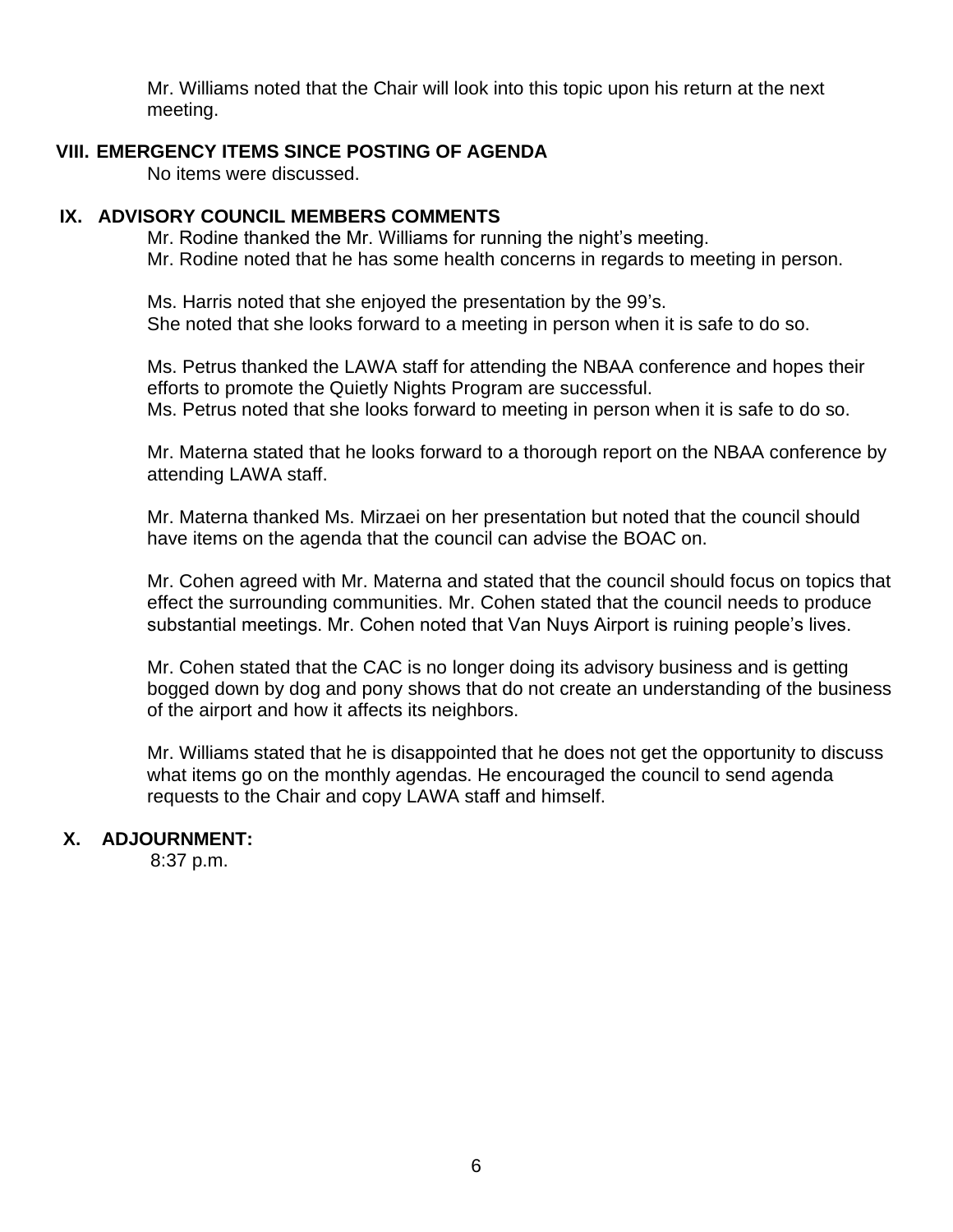Mr. Williams noted that the Chair will look into this topic upon his return at the next meeting.

## VIII. EMERGENCY ITEMS SINCE POSTING OF AGENDA

No items were discussed.

## IX. ADVISORY COUNCIL MEMBERS COMMENTS

Mr. Rodine thanked the Mr. Williams for running the night's meeting.
Mr. Rodine noted that he has some health concerns in regards to meeting in person.

Ms. Harris noted that she enjoyed the presentation by the 99's.
She noted that she looks forward to a meeting in person when it is safe to do so.

Ms. Petrus thanked the LAWA staff for attending the NBAA conference and hopes their efforts to promote the Quietly Nights Program are successful.
Ms. Petrus noted that she looks forward to meeting in person when it is safe to do so.

Mr. Materna stated that he looks forward to a thorough report on the NBAA conference by attending LAWA staff.

Mr. Materna thanked Ms. Mirzaei on her presentation but noted that the council should have items on the agenda that the council can advise the BOAC on.

Mr. Cohen agreed with Mr. Materna and stated that the council should focus on topics that effect the surrounding communities. Mr. Cohen stated that the council needs to produce substantial meetings. Mr. Cohen noted that Van Nuys Airport is ruining people's lives.

Mr. Cohen stated that the CAC is no longer doing its advisory business and is getting bogged down by dog and pony shows that do not create an understanding of the business of the airport and how it affects its neighbors.

Mr. Williams stated that he is disappointed that he does not get the opportunity to discuss what items go on the monthly agendas. He encouraged the council to send agenda requests to the Chair and copy LAWA staff and himself.

## X. ADJOURNMENT:

8:37 p.m.